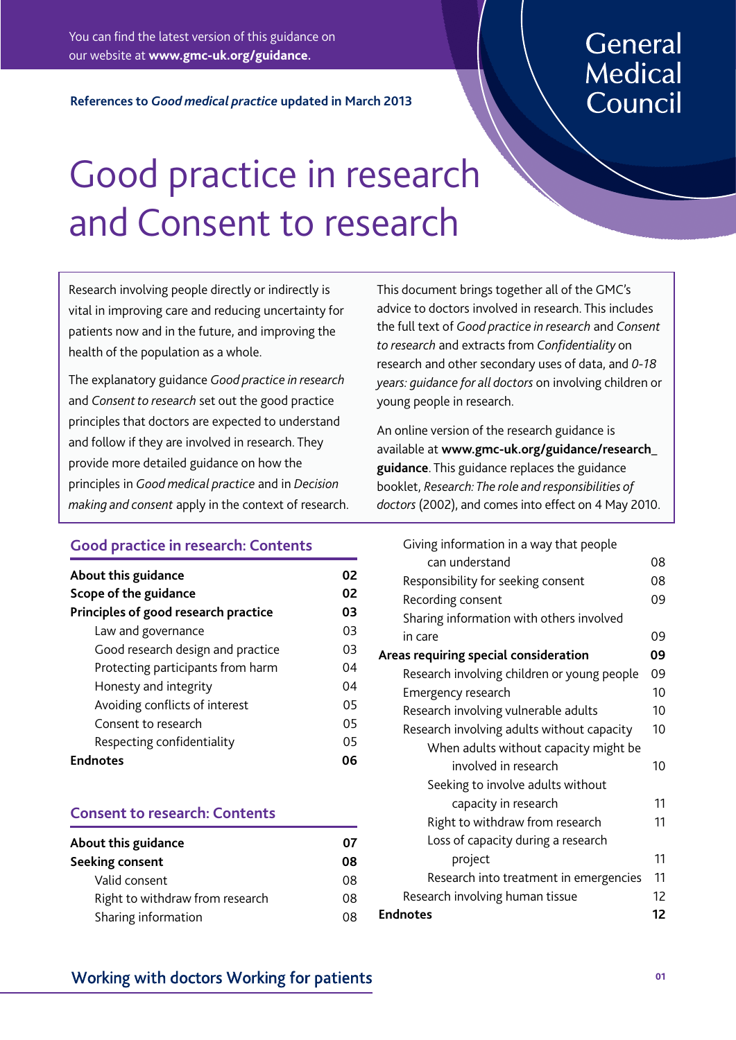You can find the latest version of this guidance on our website at **www.gmc-uk.org/guidance.**

**References to *Good medical practice* updated in March 2013**

General Medical Council

# Good practice in research and Consent to research

Research involving people directly or indirectly is vital in improving care and reducing uncertainty for patients now and in the future, and improving the health of the population as a whole.

The explanatory guidance *Good practice in research* and *Consent to research* set out the good practice principles that doctors are expected to understand and follow if they are involved in research. They provide more detailed guidance on how the principles in *Good medical practice* and in *Decision making and consent* apply in the context of research.

This document brings together all of the GMC's advice to doctors involved in research. This includes the full text of *Good practice in research* and *Consent to research* and extracts from *Confidentiality* on research and other secondary uses of data, and *0-18 years: guidance for all doctors* on involving children or young people in research.

An online version of the research guidance is available at **www.gmc-uk.org/guidance/research_guidance**. This guidance replaces the guidance booklet, *Research: The role and responsibilities of doctors* (2002), and comes into effect on 4 May 2010.

## Good practice in research: Contents

| | |
|---|---|
| **About this guidance** | **02** |
| **Scope of the guidance** | **02** |
| **Principles of good research practice** | **03** |
| Law and governance | 03 |
| Good research design and practice | 03 |
| Protecting participants from harm | 04 |
| Honesty and integrity | 04 |
| Avoiding conflicts of interest | 05 |
| Consent to research | 05 |
| Respecting confidentiality | 05 |
| **Endnotes** | **06** |

## Consent to research: Contents

| | |
|---|---|
| **About this guidance** | **07** |
| **Seeking consent** | **08** |
| Valid consent | 08 |
| Right to withdraw from research | 08 |
| Sharing information | 08 |
| Giving information in a way that people can understand | 08 |
| Responsibility for seeking consent | 08 |
| Recording consent | 09 |
| Sharing information with others involved in care | 09 |
| **Areas requiring special consideration** | **09** |
| Research involving children or young people | 09 |
| Emergency research | 10 |
| Research involving vulnerable adults | 10 |
| Research involving adults without capacity | 10 |
| When adults without capacity might be involved in research | 10 |
| Seeking to involve adults without capacity in research | 11 |
| Right to withdraw from research | 11 |
| Loss of capacity during a research project | 11 |
| Research into treatment in emergencies | 11 |
| Research involving human tissue | 12 |
| **Endnotes** | **12** |

Working with doctors Working for patients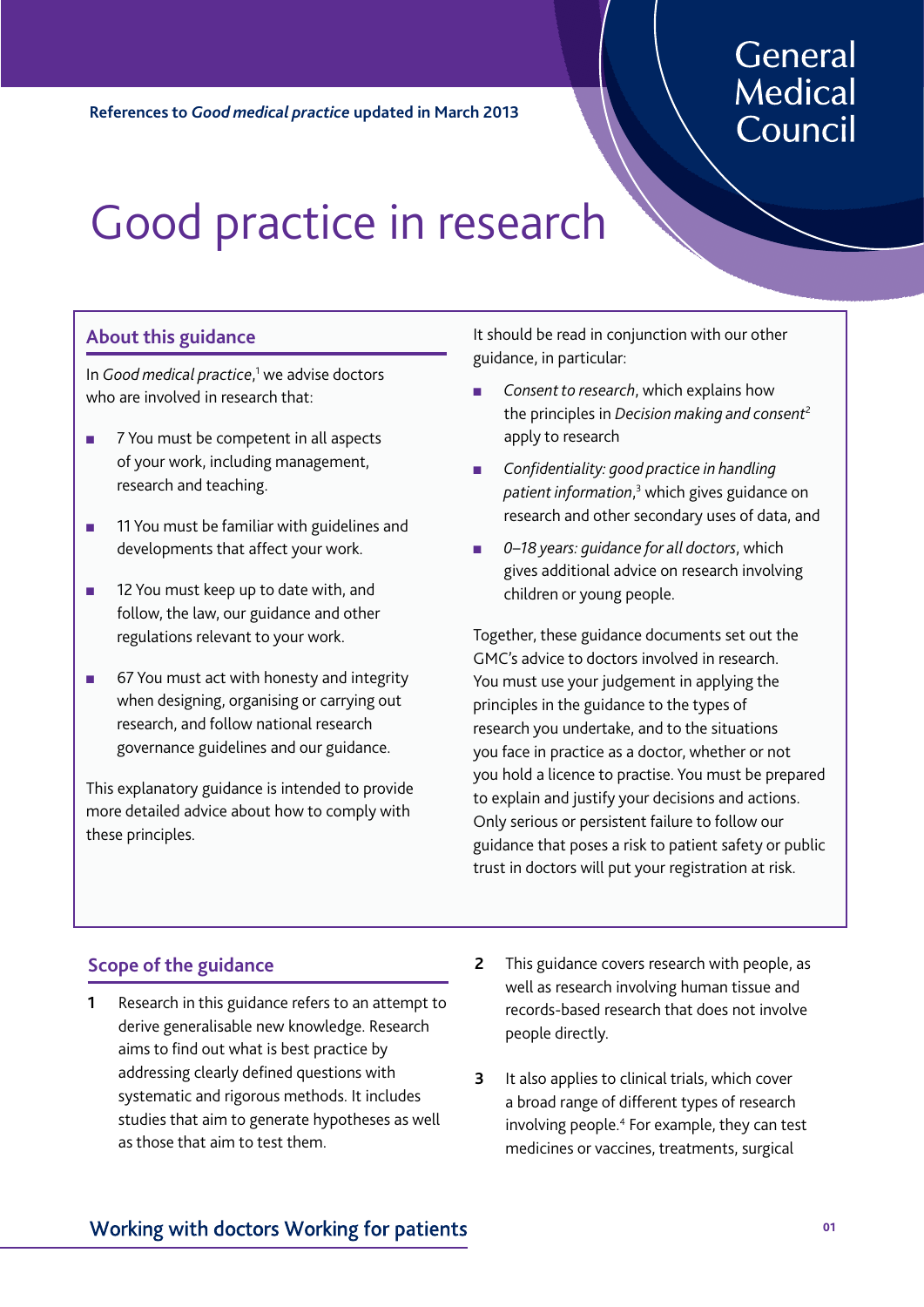References to *Good medical practice* updated in March 2013

General Medical Council

# Good practice in research

## About this guidance

In *Good medical practice*,[1] we advise doctors who are involved in research that:

- 7 You must be competent in all aspects of your work, including management, research and teaching.
- 11 You must be familiar with guidelines and developments that affect your work.
- 12 You must keep up to date with, and follow, the law, our guidance and other regulations relevant to your work.
- 67 You must act with honesty and integrity when designing, organising or carrying out research, and follow national research governance guidelines and our guidance.

This explanatory guidance is intended to provide more detailed advice about how to comply with these principles.

It should be read in conjunction with our other guidance, in particular:

- *Consent to research*, which explains how the principles in *Decision making and consent*[2] apply to research
- *Confidentiality: good practice in handling patient information*,[3] which gives guidance on research and other secondary uses of data, and
- *0–18 years: guidance for all doctors*, which gives additional advice on research involving children or young people.

Together, these guidance documents set out the GMC's advice to doctors involved in research. You must use your judgement in applying the principles in the guidance to the types of research you undertake, and to the situations you face in practice as a doctor, whether or not you hold a licence to practise. You must be prepared to explain and justify your decisions and actions. Only serious or persistent failure to follow our guidance that poses a risk to patient safety or public trust in doctors will put your registration at risk.

## Scope of the guidance

**1** Research in this guidance refers to an attempt to derive generalisable new knowledge. Research aims to find out what is best practice by addressing clearly defined questions with systematic and rigorous methods. It includes studies that aim to generate hypotheses as well as those that aim to test them.

**2** This guidance covers research with people, as well as research involving human tissue and records-based research that does not involve people directly.

**3** It also applies to clinical trials, which cover a broad range of different types of research involving people.[4] For example, they can test medicines or vaccines, treatments, surgical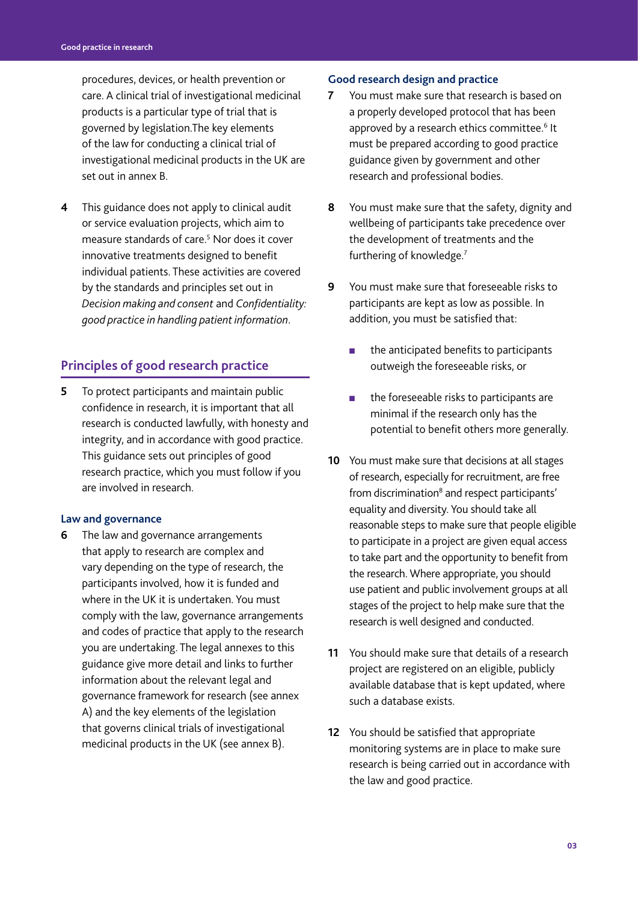procedures, devices, or health prevention or care. A clinical trial of investigational medicinal products is a particular type of trial that is governed by legislation.The key elements of the law for conducting a clinical trial of investigational medicinal products in the UK are set out in annex B.

**4** This guidance does not apply to clinical audit or service evaluation projects, which aim to measure standards of care.[5] Nor does it cover innovative treatments designed to benefit individual patients. These activities are covered by the standards and principles set out in *Decision making and consent* and *Confidentiality: good practice in handling patient information*.

## Principles of good research practice

**5** To protect participants and maintain public confidence in research, it is important that all research is conducted lawfully, with honesty and integrity, and in accordance with good practice. This guidance sets out principles of good research practice, which you must follow if you are involved in research.

### Law and governance

**6** The law and governance arrangements that apply to research are complex and vary depending on the type of research, the participants involved, how it is funded and where in the UK it is undertaken. You must comply with the law, governance arrangements and codes of practice that apply to the research you are undertaking. The legal annexes to this guidance give more detail and links to further information about the relevant legal and governance framework for research (see annex A) and the key elements of the legislation that governs clinical trials of investigational medicinal products in the UK (see annex B).

### Good research design and practice

**7** You must make sure that research is based on a properly developed protocol that has been approved by a research ethics committee.[6] It must be prepared according to good practice guidance given by government and other research and professional bodies.

**8** You must make sure that the safety, dignity and wellbeing of participants take precedence over the development of treatments and the furthering of knowledge.[7]

**9** You must make sure that foreseeable risks to participants are kept as low as possible. In addition, you must be satisfied that:

- the anticipated benefits to participants outweigh the foreseeable risks, or
- the foreseeable risks to participants are minimal if the research only has the potential to benefit others more generally.

**10** You must make sure that decisions at all stages of research, especially for recruitment, are free from discrimination[8] and respect participants' equality and diversity. You should take all reasonable steps to make sure that people eligible to participate in a project are given equal access to take part and the opportunity to benefit from the research. Where appropriate, you should use patient and public involvement groups at all stages of the project to help make sure that the research is well designed and conducted.

**11** You should make sure that details of a research project are registered on an eligible, publicly available database that is kept updated, where such a database exists.

**12** You should be satisfied that appropriate monitoring systems are in place to make sure research is being carried out in accordance with the law and good practice.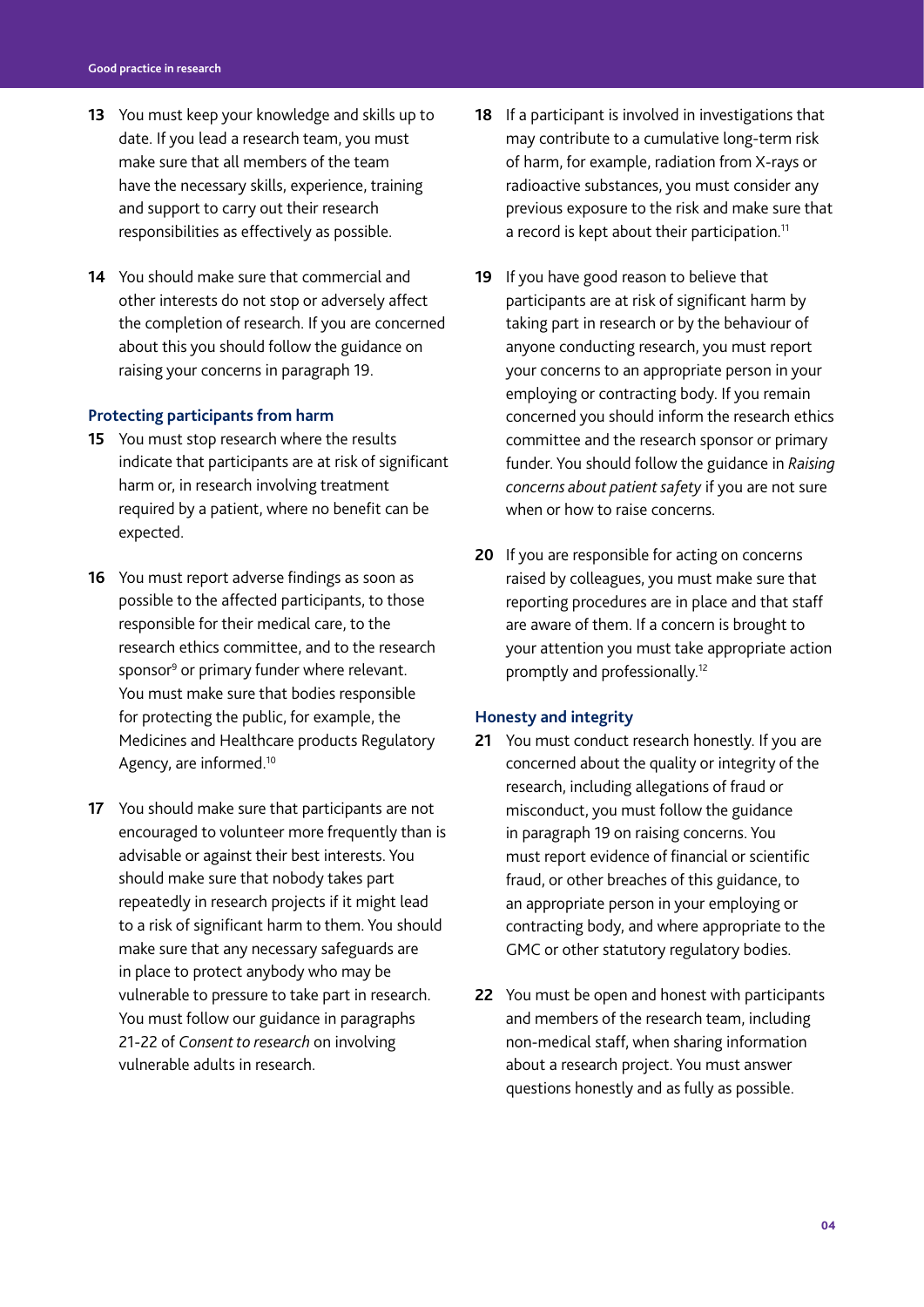**13** You must keep your knowledge and skills up to date. If you lead a research team, you must make sure that all members of the team have the necessary skills, experience, training and support to carry out their research responsibilities as effectively as possible.

**14** You should make sure that commercial and other interests do not stop or adversely affect the completion of research. If you are concerned about this you should follow the guidance on raising your concerns in paragraph 19.

### Protecting participants from harm

**15** You must stop research where the results indicate that participants are at risk of significant harm or, in research involving treatment required by a patient, where no benefit can be expected.

**16** You must report adverse findings as soon as possible to the affected participants, to those responsible for their medical care, to the research ethics committee, and to the research sponsor[9] or primary funder where relevant. You must make sure that bodies responsible for protecting the public, for example, the Medicines and Healthcare products Regulatory Agency, are informed.[10]

**17** You should make sure that participants are not encouraged to volunteer more frequently than is advisable or against their best interests. You should make sure that nobody takes part repeatedly in research projects if it might lead to a risk of significant harm to them. You should make sure that any necessary safeguards are in place to protect anybody who may be vulnerable to pressure to take part in research. You must follow our guidance in paragraphs 21-22 of *Consent to research* on involving vulnerable adults in research.

**18** If a participant is involved in investigations that may contribute to a cumulative long-term risk of harm, for example, radiation from X-rays or radioactive substances, you must consider any previous exposure to the risk and make sure that a record is kept about their participation.[11]

**19** If you have good reason to believe that participants are at risk of significant harm by taking part in research or by the behaviour of anyone conducting research, you must report your concerns to an appropriate person in your employing or contracting body. If you remain concerned you should inform the research ethics committee and the research sponsor or primary funder. You should follow the guidance in *Raising concerns about patient safety* if you are not sure when or how to raise concerns.

**20** If you are responsible for acting on concerns raised by colleagues, you must make sure that reporting procedures are in place and that staff are aware of them. If a concern is brought to your attention you must take appropriate action promptly and professionally.[12]

### Honesty and integrity

**21** You must conduct research honestly. If you are concerned about the quality or integrity of the research, including allegations of fraud or misconduct, you must follow the guidance in paragraph 19 on raising concerns. You must report evidence of financial or scientific fraud, or other breaches of this guidance, to an appropriate person in your employing or contracting body, and where appropriate to the GMC or other statutory regulatory bodies.

**22** You must be open and honest with participants and members of the research team, including non-medical staff, when sharing information about a research project. You must answer questions honestly and as fully as possible.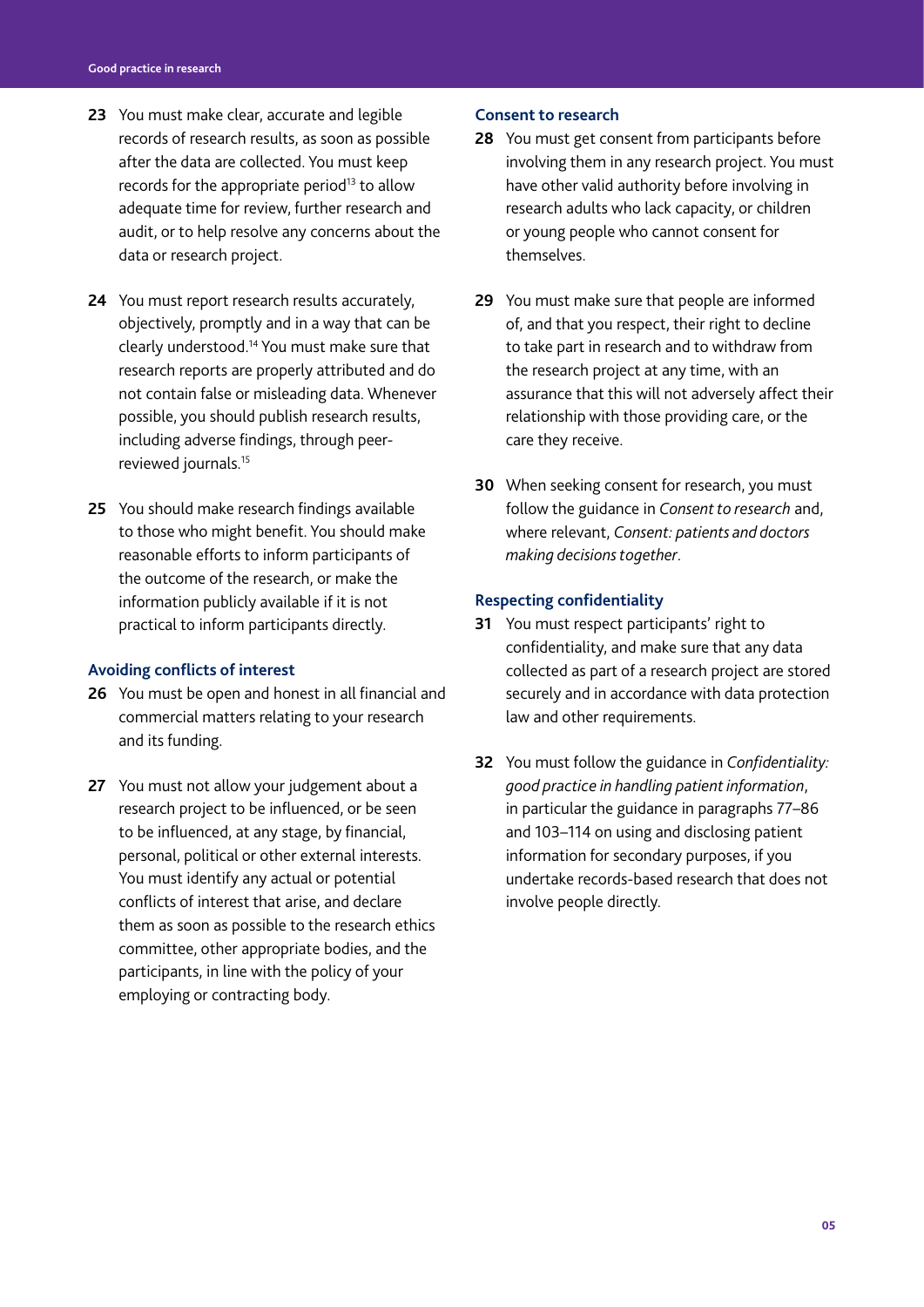23 You must make clear, accurate and legible records of research results, as soon as possible after the data are collected. You must keep records for the appropriate period[13] to allow adequate time for review, further research and audit, or to help resolve any concerns about the data or research project.

24 You must report research results accurately, objectively, promptly and in a way that can be clearly understood.[14] You must make sure that research reports are properly attributed and do not contain false or misleading data. Whenever possible, you should publish research results, including adverse findings, through peer-reviewed journals.[15]

25 You should make research findings available to those who might benefit. You should make reasonable efforts to inform participants of the outcome of the research, or make the information publicly available if it is not practical to inform participants directly.

### Avoiding conflicts of interest

26 You must be open and honest in all financial and commercial matters relating to your research and its funding.

27 You must not allow your judgement about a research project to be influenced, or be seen to be influenced, at any stage, by financial, personal, political or other external interests. You must identify any actual or potential conflicts of interest that arise, and declare them as soon as possible to the research ethics committee, other appropriate bodies, and the participants, in line with the policy of your employing or contracting body.

### Consent to research

28 You must get consent from participants before involving them in any research project. You must have other valid authority before involving in research adults who lack capacity, or children or young people who cannot consent for themselves.

29 You must make sure that people are informed of, and that you respect, their right to decline to take part in research and to withdraw from the research project at any time, with an assurance that this will not adversely affect their relationship with those providing care, or the care they receive.

30 When seeking consent for research, you must follow the guidance in *Consent to research* and, where relevant, *Consent: patients and doctors making decisions together*.

### Respecting confidentiality

31 You must respect participants' right to confidentiality, and make sure that any data collected as part of a research project are stored securely and in accordance with data protection law and other requirements.

32 You must follow the guidance in *Confidentiality: good practice in handling patient information*, in particular the guidance in paragraphs 77–86 and 103–114 on using and disclosing patient information for secondary purposes, if you undertake records-based research that does not involve people directly.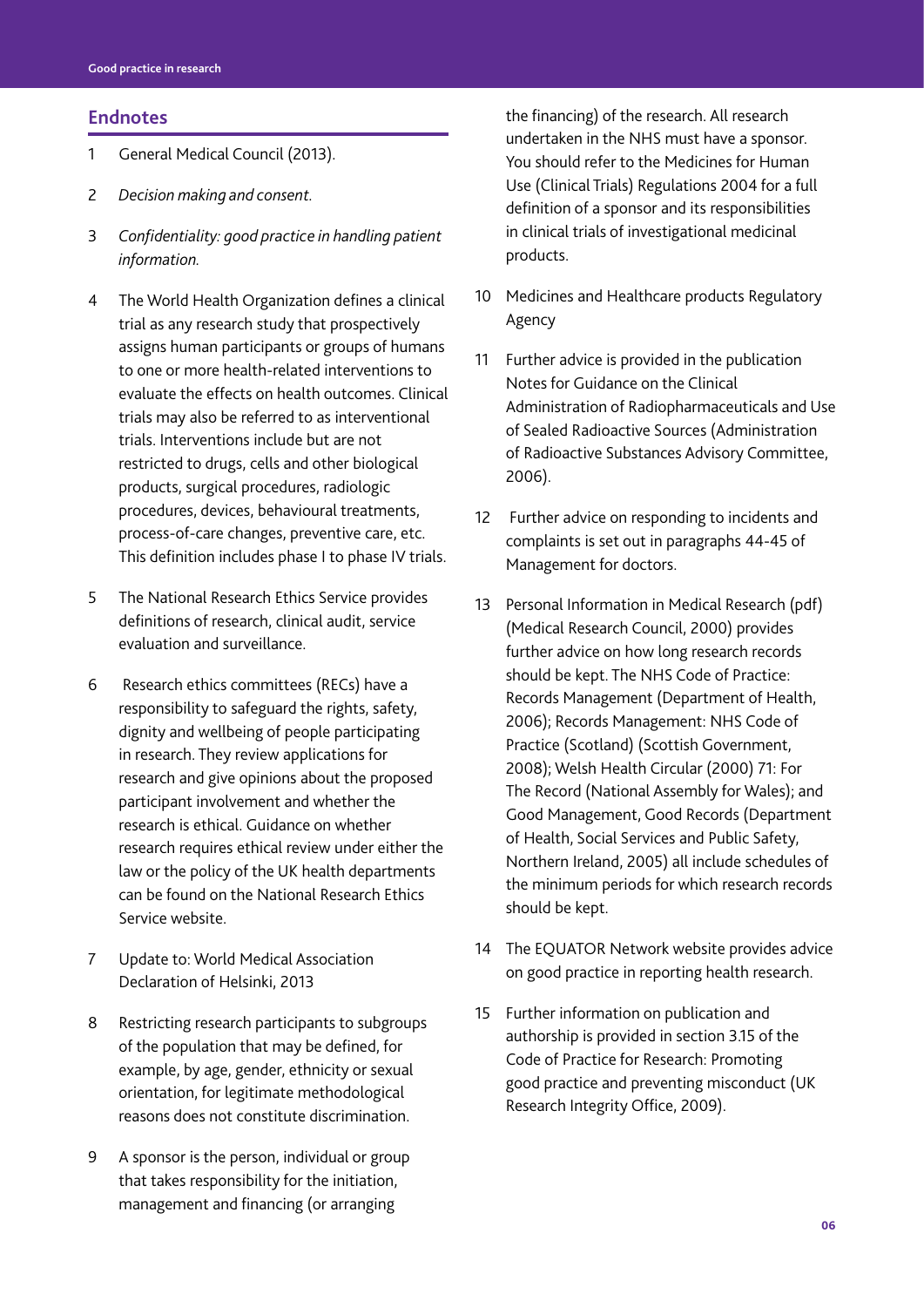## Endnotes

1. General Medical Council (2013).
2. *Decision making and consent.*
3. *Confidentiality: good practice in handling patient information.*
4. The World Health Organization defines a clinical trial as any research study that prospectively assigns human participants or groups of humans to one or more health-related interventions to evaluate the effects on health outcomes. Clinical trials may also be referred to as interventional trials. Interventions include but are not restricted to drugs, cells and other biological products, surgical procedures, radiologic procedures, devices, behavioural treatments, process-of-care changes, preventive care, etc. This definition includes phase I to phase IV trials.
5. The National Research Ethics Service provides definitions of research, clinical audit, service evaluation and surveillance.
6. Research ethics committees (RECs) have a responsibility to safeguard the rights, safety, dignity and wellbeing of people participating in research. They review applications for research and give opinions about the proposed participant involvement and whether the research is ethical. Guidance on whether research requires ethical review under either the law or the policy of the UK health departments can be found on the National Research Ethics Service website.
7. Update to: World Medical Association Declaration of Helsinki, 2013
8. Restricting research participants to subgroups of the population that may be defined, for example, by age, gender, ethnicity or sexual orientation, for legitimate methodological reasons does not constitute discrimination.
9. A sponsor is the person, individual or group that takes responsibility for the initiation, management and financing (or arranging the financing) of the research. All research undertaken in the NHS must have a sponsor. You should refer to the Medicines for Human Use (Clinical Trials) Regulations 2004 for a full definition of a sponsor and its responsibilities in clinical trials of investigational medicinal products.
10. Medicines and Healthcare products Regulatory Agency
11. Further advice is provided in the publication Notes for Guidance on the Clinical Administration of Radiopharmaceuticals and Use of Sealed Radioactive Sources (Administration of Radioactive Substances Advisory Committee, 2006).
12. Further advice on responding to incidents and complaints is set out in paragraphs 44-45 of Management for doctors.
13. Personal Information in Medical Research (pdf) (Medical Research Council, 2000) provides further advice on how long research records should be kept. The NHS Code of Practice: Records Management (Department of Health, 2006); Records Management: NHS Code of Practice (Scotland) (Scottish Government, 2008); Welsh Health Circular (2000) 71: For The Record (National Assembly for Wales); and Good Management, Good Records (Department of Health, Social Services and Public Safety, Northern Ireland, 2005) all include schedules of the minimum periods for which research records should be kept.
14. The EQUATOR Network website provides advice on good practice in reporting health research.
15. Further information on publication and authorship is provided in section 3.15 of the Code of Practice for Research: Promoting good practice and preventing misconduct (UK Research Integrity Office, 2009).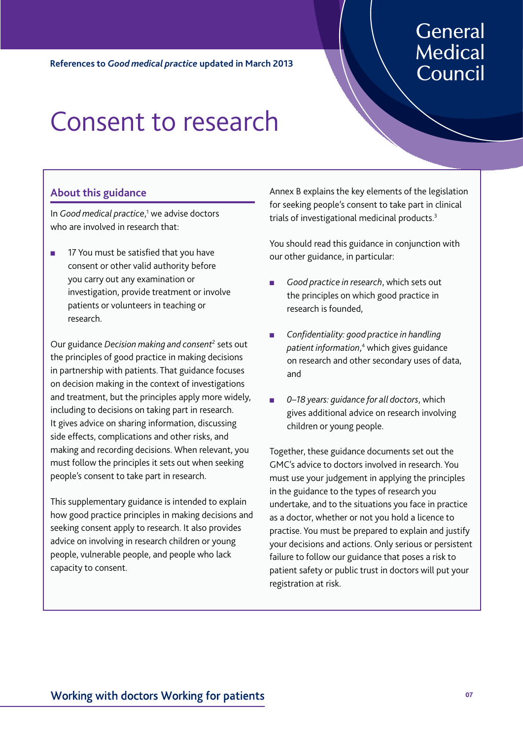References to *Good medical practice* updated in March 2013

# Consent to research

## About this guidance

In *Good medical practice*,[1] we advise doctors who are involved in research that:

- 17 You must be satisfied that you have consent or other valid authority before you carry out any examination or investigation, provide treatment or involve patients or volunteers in teaching or research.

Our guidance *Decision making and consent*[2] sets out the principles of good practice in making decisions in partnership with patients. That guidance focuses on decision making in the context of investigations and treatment, but the principles apply more widely, including to decisions on taking part in research. It gives advice on sharing information, discussing side effects, complications and other risks, and making and recording decisions. When relevant, you must follow the principles it sets out when seeking people's consent to take part in research.

This supplementary guidance is intended to explain how good practice principles in making decisions and seeking consent apply to research. It also provides advice on involving in research children or young people, vulnerable people, and people who lack capacity to consent.

Annex B explains the key elements of the legislation for seeking people's consent to take part in clinical trials of investigational medicinal products.[3]

You should read this guidance in conjunction with our other guidance, in particular:

- *Good practice in research*, which sets out the principles on which good practice in research is founded,
- *Confidentiality: good practice in handling patient information*,[4] which gives guidance on research and other secondary uses of data, and
- *0–18 years: guidance for all doctors*, which gives additional advice on research involving children or young people.

Together, these guidance documents set out the GMC's advice to doctors involved in research. You must use your judgement in applying the principles in the guidance to the types of research you undertake, and to the situations you face in practice as a doctor, whether or not you hold a licence to practise. You must be prepared to explain and justify your decisions and actions. Only serious or persistent failure to follow our guidance that poses a risk to patient safety or public trust in doctors will put your registration at risk.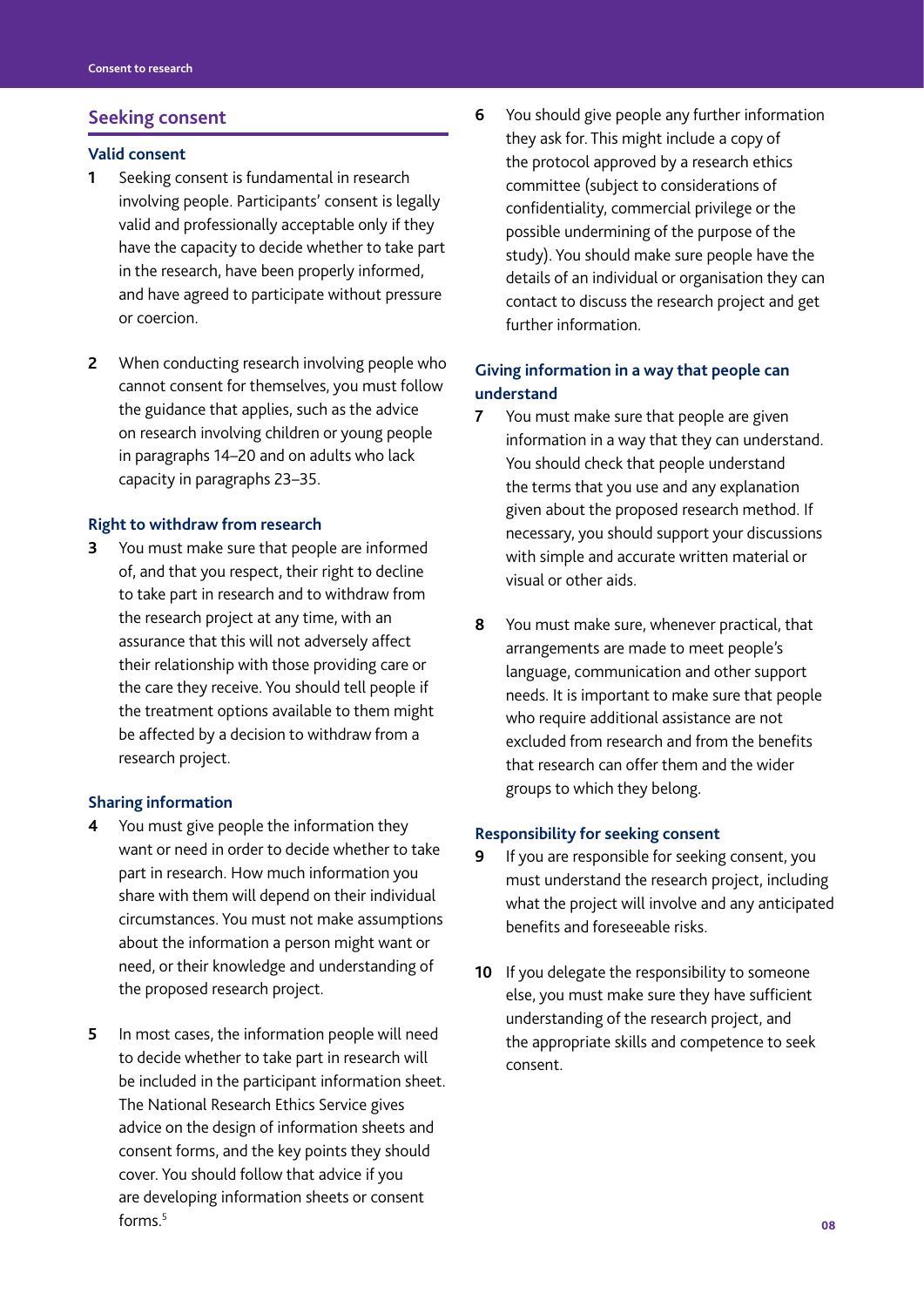## Seeking consent

### Valid consent

**1** Seeking consent is fundamental in research involving people. Participants' consent is legally valid and professionally acceptable only if they have the capacity to decide whether to take part in the research, have been properly informed, and have agreed to participate without pressure or coercion.

**2** When conducting research involving people who cannot consent for themselves, you must follow the guidance that applies, such as the advice on research involving children or young people in paragraphs 14–20 and on adults who lack capacity in paragraphs 23–35.

### Right to withdraw from research

**3** You must make sure that people are informed of, and that you respect, their right to decline to take part in research and to withdraw from the research project at any time, with an assurance that this will not adversely affect their relationship with those providing care or the care they receive. You should tell people if the treatment options available to them might be affected by a decision to withdraw from a research project.

### Sharing information

**4** You must give people the information they want or need in order to decide whether to take part in research. How much information you share with them will depend on their individual circumstances. You must not make assumptions about the information a person might want or need, or their knowledge and understanding of the proposed research project.

**5** In most cases, the information people will need to decide whether to take part in research will be included in the participant information sheet. The National Research Ethics Service gives advice on the design of information sheets and consent forms, and the key points they should cover. You should follow that advice if you are developing information sheets or consent forms.[5]

**6** You should give people any further information they ask for. This might include a copy of the protocol approved by a research ethics committee (subject to considerations of confidentiality, commercial privilege or the possible undermining of the purpose of the study). You should make sure people have the details of an individual or organisation they can contact to discuss the research project and get further information.

### Giving information in a way that people can understand

**7** You must make sure that people are given information in a way that they can understand. You should check that people understand the terms that you use and any explanation given about the proposed research method. If necessary, you should support your discussions with simple and accurate written material or visual or other aids.

**8** You must make sure, whenever practical, that arrangements are made to meet people's language, communication and other support needs. It is important to make sure that people who require additional assistance are not excluded from research and from the benefits that research can offer them and the wider groups to which they belong.

### Responsibility for seeking consent

**9** If you are responsible for seeking consent, you must understand the research project, including what the project will involve and any anticipated benefits and foreseeable risks.

**10** If you delegate the responsibility to someone else, you must make sure they have sufficient understanding of the research project, and the appropriate skills and competence to seek consent.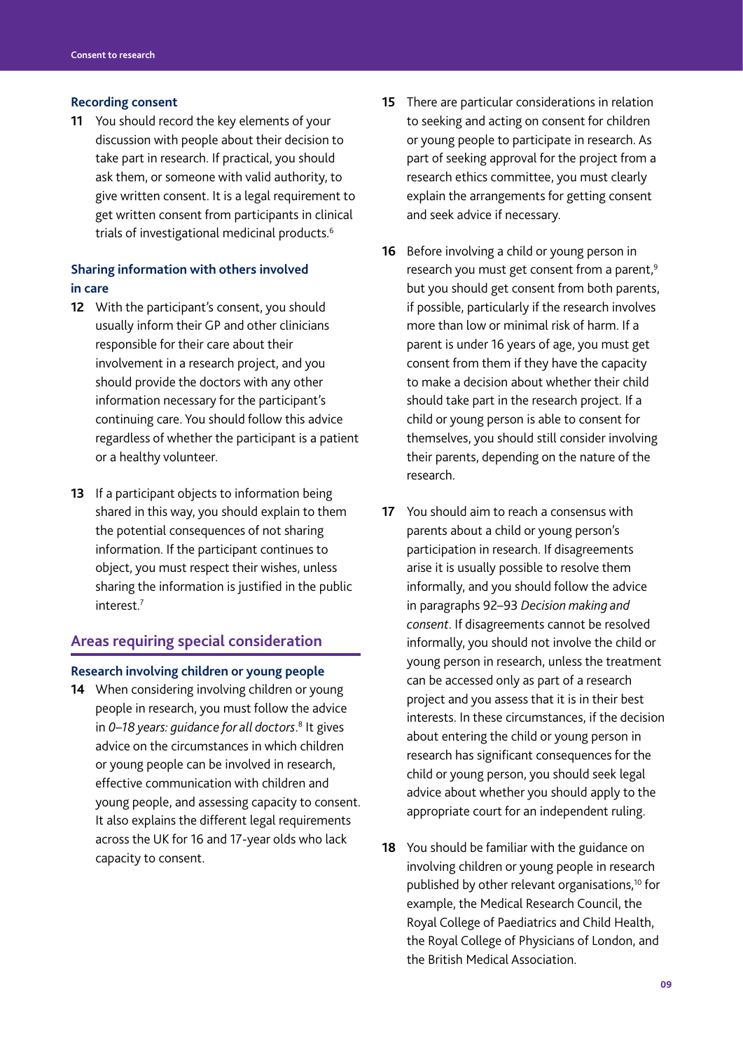### Recording consent

**11** You should record the key elements of your discussion with people about their decision to take part in research. If practical, you should ask them, or someone with valid authority, to give written consent. It is a legal requirement to get written consent from participants in clinical trials of investigational medicinal products.[6]

### Sharing information with others involved in care

**12** With the participant's consent, you should usually inform their GP and other clinicians responsible for their care about their involvement in a research project, and you should provide the doctors with any other information necessary for the participant's continuing care. You should follow this advice regardless of whether the participant is a patient or a healthy volunteer.

**13** If a participant objects to information being shared in this way, you should explain to them the potential consequences of not sharing information. If the participant continues to object, you must respect their wishes, unless sharing the information is justified in the public interest.[7]

## Areas requiring special consideration

### Research involving children or young people

**14** When considering involving children or young people in research, you must follow the advice in *0–18 years: guidance for all doctors*.[8] It gives advice on the circumstances in which children or young people can be involved in research, effective communication with children and young people, and assessing capacity to consent. It also explains the different legal requirements across the UK for 16 and 17-year olds who lack capacity to consent.

**15** There are particular considerations in relation to seeking and acting on consent for children or young people to participate in research. As part of seeking approval for the project from a research ethics committee, you must clearly explain the arrangements for getting consent and seek advice if necessary.

**16** Before involving a child or young person in research you must get consent from a parent,[9] but you should get consent from both parents, if possible, particularly if the research involves more than low or minimal risk of harm. If a parent is under 16 years of age, you must get consent from them if they have the capacity to make a decision about whether their child should take part in the research project. If a child or young person is able to consent for themselves, you should still consider involving their parents, depending on the nature of the research.

**17** You should aim to reach a consensus with parents about a child or young person's participation in research. If disagreements arise it is usually possible to resolve them informally, and you should follow the advice in paragraphs 92–93 *Decision making and consent*. If disagreements cannot be resolved informally, you should not involve the child or young person in research, unless the treatment can be accessed only as part of a research project and you assess that it is in their best interests. In these circumstances, if the decision about entering the child or young person in research has significant consequences for the child or young person, you should seek legal advice about whether you should apply to the appropriate court for an independent ruling.

**18** You should be familiar with the guidance on involving children or young people in research published by other relevant organisations,[10] for example, the Medical Research Council, the Royal College of Paediatrics and Child Health, the Royal College of Physicians of London, and the British Medical Association.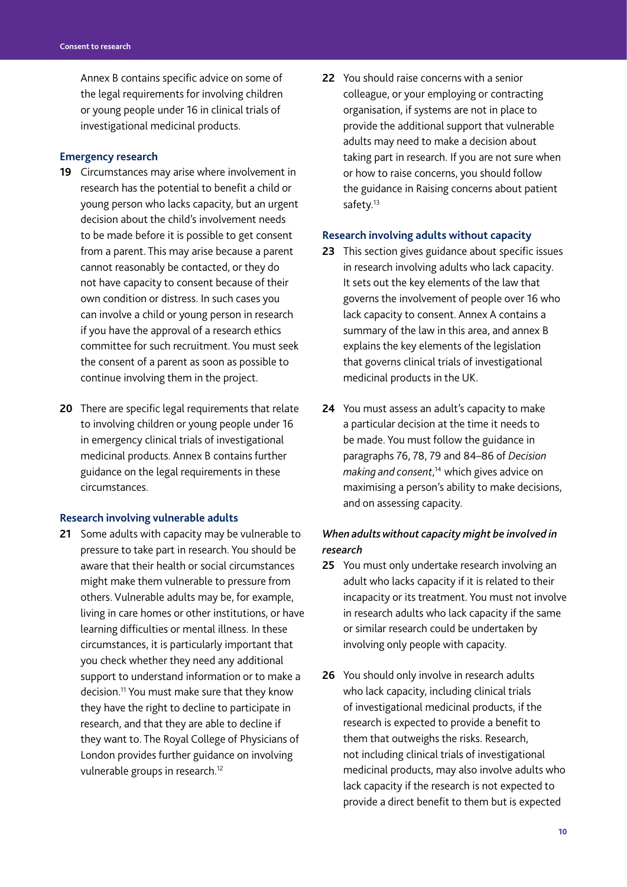Annex B contains specific advice on some of the legal requirements for involving children or young people under 16 in clinical trials of investigational medicinal products.

### Emergency research

**19** Circumstances may arise where involvement in research has the potential to benefit a child or young person who lacks capacity, but an urgent decision about the child's involvement needs to be made before it is possible to get consent from a parent. This may arise because a parent cannot reasonably be contacted, or they do not have capacity to consent because of their own condition or distress. In such cases you can involve a child or young person in research if you have the approval of a research ethics committee for such recruitment. You must seek the consent of a parent as soon as possible to continue involving them in the project.

**20** There are specific legal requirements that relate to involving children or young people under 16 in emergency clinical trials of investigational medicinal products. Annex B contains further guidance on the legal requirements in these circumstances.

### Research involving vulnerable adults

**21** Some adults with capacity may be vulnerable to pressure to take part in research. You should be aware that their health or social circumstances might make them vulnerable to pressure from others. Vulnerable adults may be, for example, living in care homes or other institutions, or have learning difficulties or mental illness. In these circumstances, it is particularly important that you check whether they need any additional support to understand information or to make a decision.[11] You must make sure that they know they have the right to decline to participate in research, and that they are able to decline if they want to. The Royal College of Physicians of London provides further guidance on involving vulnerable groups in research.[12]

**22** You should raise concerns with a senior colleague, or your employing or contracting organisation, if systems are not in place to provide the additional support that vulnerable adults may need to make a decision about taking part in research. If you are not sure when or how to raise concerns, you should follow the guidance in Raising concerns about patient safety.[13]

### Research involving adults without capacity

**23** This section gives guidance about specific issues in research involving adults who lack capacity. It sets out the key elements of the law that governs the involvement of people over 16 who lack capacity to consent. Annex A contains a summary of the law in this area, and annex B explains the key elements of the legislation that governs clinical trials of investigational medicinal products in the UK.

**24** You must assess an adult's capacity to make a particular decision at the time it needs to be made. You must follow the guidance in paragraphs 76, 78, 79 and 84–86 of *Decision making and consent*,[14] which gives advice on maximising a person's ability to make decisions, and on assessing capacity.

#### *When adults without capacity might be involved in research*

**25** You must only undertake research involving an adult who lacks capacity if it is related to their incapacity or its treatment. You must not involve in research adults who lack capacity if the same or similar research could be undertaken by involving only people with capacity.

**26** You should only involve in research adults who lack capacity, including clinical trials of investigational medicinal products, if the research is expected to provide a benefit to them that outweighs the risks. Research, not including clinical trials of investigational medicinal products, may also involve adults who lack capacity if the research is not expected to provide a direct benefit to them but is expected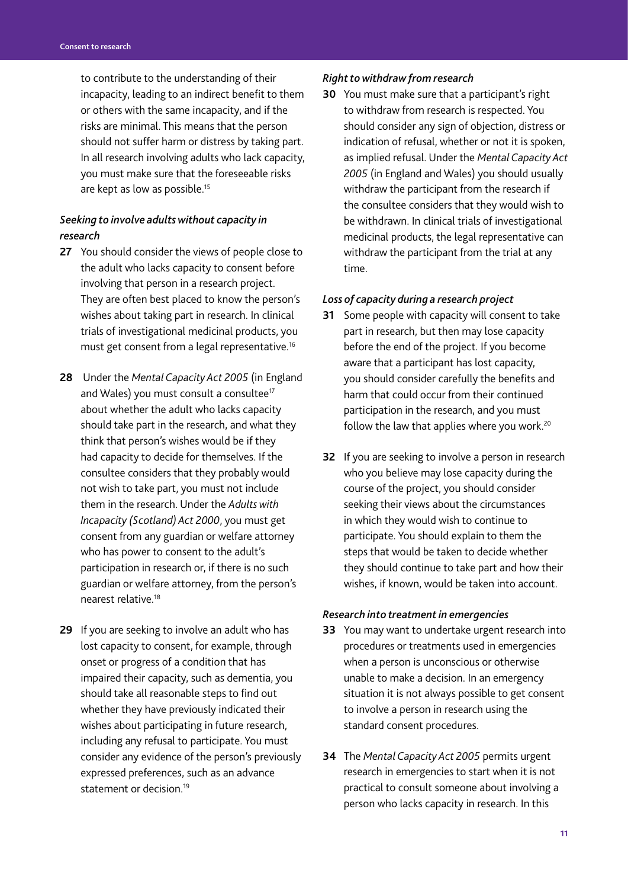to contribute to the understanding of their incapacity, leading to an indirect benefit to them or others with the same incapacity, and if the risks are minimal. This means that the person should not suffer harm or distress by taking part. In all research involving adults who lack capacity, you must make sure that the foreseeable risks are kept as low as possible.[15]

### *Seeking to involve adults without capacity in research*

**27** You should consider the views of people close to the adult who lacks capacity to consent before involving that person in a research project. They are often best placed to know the person's wishes about taking part in research. In clinical trials of investigational medicinal products, you must get consent from a legal representative.[16]

**28** Under the *Mental Capacity Act 2005* (in England and Wales) you must consult a consultee[17] about whether the adult who lacks capacity should take part in the research, and what they think that person's wishes would be if they had capacity to decide for themselves. If the consultee considers that they probably would not wish to take part, you must not include them in the research. Under the *Adults with Incapacity (Scotland) Act 2000*, you must get consent from any guardian or welfare attorney who has power to consent to the adult's participation in research or, if there is no such guardian or welfare attorney, from the person's nearest relative.[18]

**29** If you are seeking to involve an adult who has lost capacity to consent, for example, through onset or progress of a condition that has impaired their capacity, such as dementia, you should take all reasonable steps to find out whether they have previously indicated their wishes about participating in future research, including any refusal to participate. You must consider any evidence of the person's previously expressed preferences, such as an advance statement or decision.[19]

### *Right to withdraw from research*

**30** You must make sure that a participant's right to withdraw from research is respected. You should consider any sign of objection, distress or indication of refusal, whether or not it is spoken, as implied refusal. Under the *Mental Capacity Act 2005* (in England and Wales) you should usually withdraw the participant from the research if the consultee considers that they would wish to be withdrawn. In clinical trials of investigational medicinal products, the legal representative can withdraw the participant from the trial at any time.

### *Loss of capacity during a research project*

**31** Some people with capacity will consent to take part in research, but then may lose capacity before the end of the project. If you become aware that a participant has lost capacity, you should consider carefully the benefits and harm that could occur from their continued participation in the research, and you must follow the law that applies where you work.[20]

**32** If you are seeking to involve a person in research who you believe may lose capacity during the course of the project, you should consider seeking their views about the circumstances in which they would wish to continue to participate. You should explain to them the steps that would be taken to decide whether they should continue to take part and how their wishes, if known, would be taken into account.

### *Research into treatment in emergencies*

**33** You may want to undertake urgent research into procedures or treatments used in emergencies when a person is unconscious or otherwise unable to make a decision. In an emergency situation it is not always possible to get consent to involve a person in research using the standard consent procedures.

**34** The *Mental Capacity Act 2005* permits urgent research in emergencies to start when it is not practical to consult someone about involving a person who lacks capacity in research. In this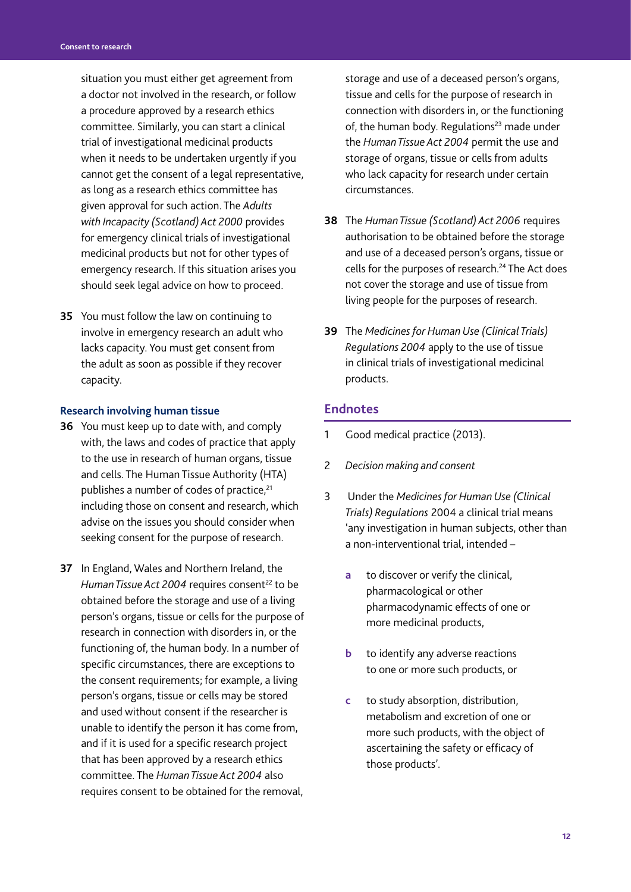situation you must either get agreement from a doctor not involved in the research, or follow a procedure approved by a research ethics committee. Similarly, you can start a clinical trial of investigational medicinal products when it needs to be undertaken urgently if you cannot get the consent of a legal representative, as long as a research ethics committee has given approval for such action. The *Adults with Incapacity (Scotland) Act 2000* provides for emergency clinical trials of investigational medicinal products but not for other types of emergency research. If this situation arises you should seek legal advice on how to proceed.

**35** You must follow the law on continuing to involve in emergency research an adult who lacks capacity. You must get consent from the adult as soon as possible if they recover capacity.

### Research involving human tissue

**36** You must keep up to date with, and comply with, the laws and codes of practice that apply to the use in research of human organs, tissue and cells. The Human Tissue Authority (HTA) publishes a number of codes of practice,[21] including those on consent and research, which advise on the issues you should consider when seeking consent for the purpose of research.

**37** In England, Wales and Northern Ireland, the *Human Tissue Act 2004* requires consent[22] to be obtained before the storage and use of a living person's organs, tissue or cells for the purpose of research in connection with disorders in, or the functioning of, the human body. In a number of specific circumstances, there are exceptions to the consent requirements; for example, a living person's organs, tissue or cells may be stored and used without consent if the researcher is unable to identify the person it has come from, and if it is used for a specific research project that has been approved by a research ethics committee. The *Human Tissue Act 2004* also requires consent to be obtained for the removal, storage and use of a deceased person's organs, tissue and cells for the purpose of research in connection with disorders in, or the functioning of, the human body. Regulations[23] made under the *Human Tissue Act 2004* permit the use and storage of organs, tissue or cells from adults who lack capacity for research under certain circumstances.

**38** The *Human Tissue (Scotland) Act 2006* requires authorisation to be obtained before the storage and use of a deceased person's organs, tissue or cells for the purposes of research.[24] The Act does not cover the storage and use of tissue from living people for the purposes of research.

**39** The *Medicines for Human Use (Clinical Trials) Regulations 2004* apply to the use of tissue in clinical trials of investigational medicinal products.

## Endnotes

1 Good medical practice (2013).

2 *Decision making and consent*

3 Under the *Medicines for Human Use (Clinical Trials) Regulations* 2004 a clinical trial means 'any investigation in human subjects, other than a non-interventional trial, intended –

- **a** to discover or verify the clinical, pharmacological or other pharmacodynamic effects of one or more medicinal products,
- **b** to identify any adverse reactions to one or more such products, or
- **c** to study absorption, distribution, metabolism and excretion of one or more such products, with the object of ascertaining the safety or efficacy of those products'.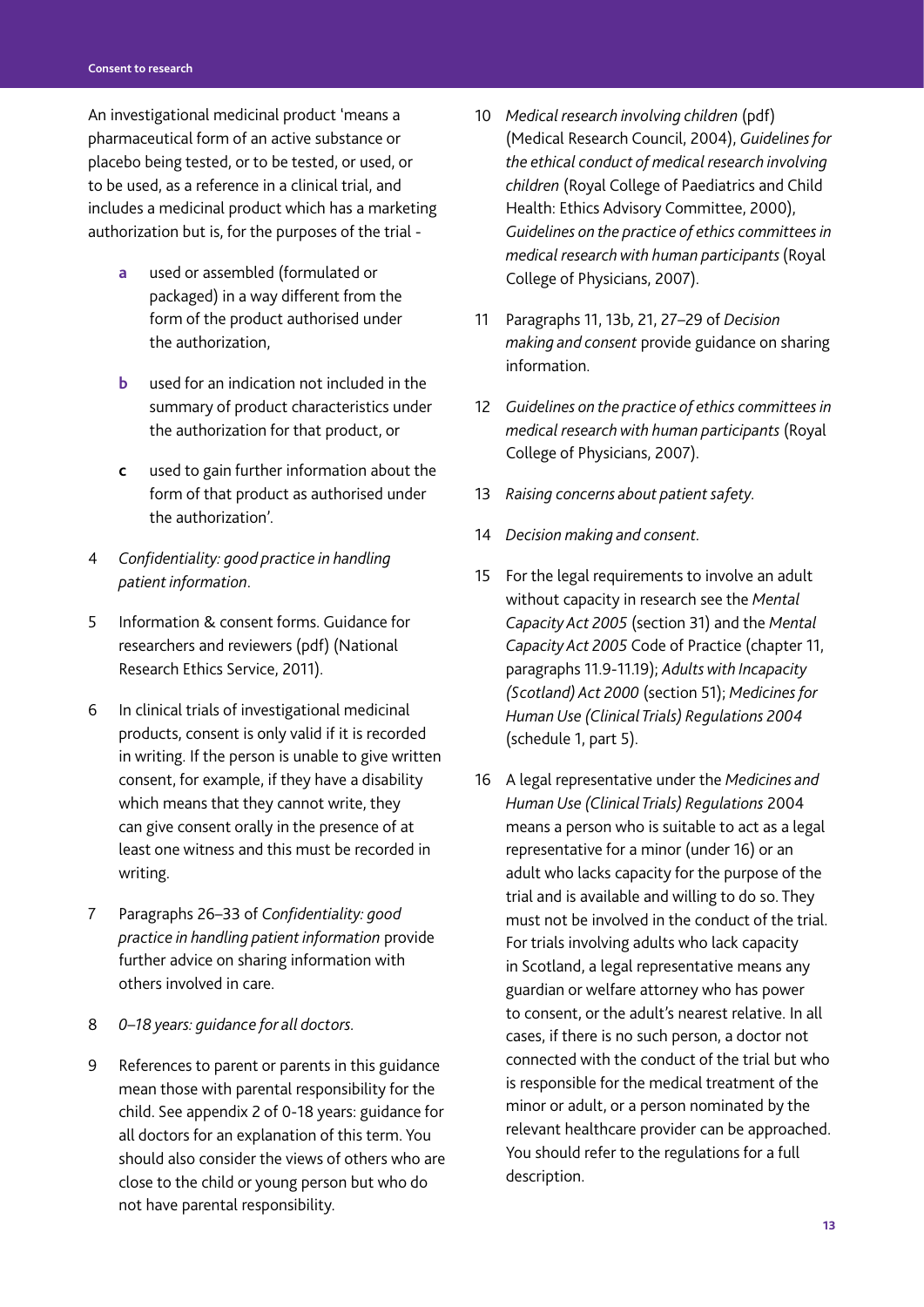An investigational medicinal product 'means a pharmaceutical form of an active substance or placebo being tested, or to be tested, or used, or to be used, as a reference in a clinical trial, and includes a medicinal product which has a marketing authorization but is, for the purposes of the trial -

- **a** used or assembled (formulated or packaged) in a way different from the form of the product authorised under the authorization,
- **b** used for an indication not included in the summary of product characteristics under the authorization for that product, or
- **c** used to gain further information about the form of that product as authorised under the authorization'.

4 *Confidentiality: good practice in handling patient information*.

5 Information & consent forms. Guidance for researchers and reviewers (pdf) (National Research Ethics Service, 2011).

6 In clinical trials of investigational medicinal products, consent is only valid if it is recorded in writing. If the person is unable to give written consent, for example, if they have a disability which means that they cannot write, they can give consent orally in the presence of at least one witness and this must be recorded in writing.

7 Paragraphs 26–33 of *Confidentiality: good practice in handling patient information* provide further advice on sharing information with others involved in care.

8 *0–18 years: guidance for all doctors*.

9 References to parent or parents in this guidance mean those with parental responsibility for the child. See appendix 2 of 0-18 years: guidance for all doctors for an explanation of this term. You should also consider the views of others who are close to the child or young person but who do not have parental responsibility.

10 *Medical research involving children* (pdf) (Medical Research Council, 2004), *Guidelines for the ethical conduct of medical research involving children* (Royal College of Paediatrics and Child Health: Ethics Advisory Committee, 2000), *Guidelines on the practice of ethics committees in medical research with human participants* (Royal College of Physicians, 2007).

11 Paragraphs 11, 13b, 21, 27–29 of *Decision making and consent* provide guidance on sharing information.

12 *Guidelines on the practice of ethics committees in medical research with human participants* (Royal College of Physicians, 2007).

13 *Raising concerns about patient safety*.

14 *Decision making and consent*.

15 For the legal requirements to involve an adult without capacity in research see the *Mental Capacity Act 2005* (section 31) and the *Mental Capacity Act 2005* Code of Practice (chapter 11, paragraphs 11.9-11.19); *Adults with Incapacity (Scotland) Act 2000* (section 51); *Medicines for Human Use (Clinical Trials) Regulations 2004* (schedule 1, part 5).

16 A legal representative under the *Medicines and Human Use (Clinical Trials) Regulations* 2004 means a person who is suitable to act as a legal representative for a minor (under 16) or an adult who lacks capacity for the purpose of the trial and is available and willing to do so. They must not be involved in the conduct of the trial. For trials involving adults who lack capacity in Scotland, a legal representative means any guardian or welfare attorney who has power to consent, or the adult's nearest relative. In all cases, if there is no such person, a doctor not connected with the conduct of the trial but who is responsible for the medical treatment of the minor or adult, or a person nominated by the relevant healthcare provider can be approached. You should refer to the regulations for a full description.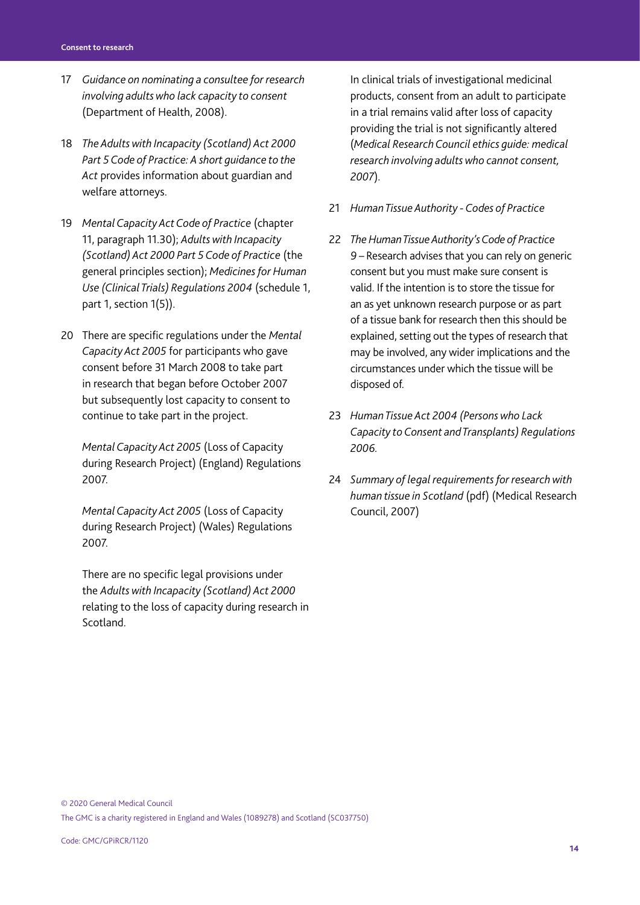17 *Guidance on nominating a consultee for research involving adults who lack capacity to consent* (Department of Health, 2008).

18 *The Adults with Incapacity (Scotland) Act 2000 Part 5 Code of Practice: A short guidance to the Act* provides information about guardian and welfare attorneys.

19 *Mental Capacity Act Code of Practice* (chapter 11, paragraph 11.30); *Adults with Incapacity (Scotland) Act 2000 Part 5 Code of Practice* (the general principles section); *Medicines for Human Use (Clinical Trials) Regulations 2004* (schedule 1, part 1, section 1(5)).

20 There are specific regulations under the *Mental Capacity Act 2005* for participants who gave consent before 31 March 2008 to take part in research that began before October 2007 but subsequently lost capacity to consent to continue to take part in the project.

*Mental Capacity Act 2005* (Loss of Capacity during Research Project) (England) Regulations 2007.

*Mental Capacity Act 2005* (Loss of Capacity during Research Project) (Wales) Regulations 2007.

There are no specific legal provisions under the *Adults with Incapacity (Scotland) Act 2000* relating to the loss of capacity during research in Scotland.

In clinical trials of investigational medicinal products, consent from an adult to participate in a trial remains valid after loss of capacity providing the trial is not significantly altered (*Medical Research Council ethics guide: medical research involving adults who cannot consent, 2007*).

21 *Human Tissue Authority - Codes of Practice*

22 *The Human Tissue Authority's Code of Practice 9* – Research advises that you can rely on generic consent but you must make sure consent is valid. If the intention is to store the tissue for an as yet unknown research purpose or as part of a tissue bank for research then this should be explained, setting out the types of research that may be involved, any wider implications and the circumstances under which the tissue will be disposed of.

23 *Human Tissue Act 2004 (Persons who Lack Capacity to Consent and Transplants) Regulations 2006.*

24 *Summary of legal requirements for research with human tissue in Scotland* (pdf) (Medical Research Council, 2007)

© 2020 General Medical Council

The GMC is a charity registered in England and Wales (1089278) and Scotland (SC037750)

Code: GMC/GPiRCR/1120